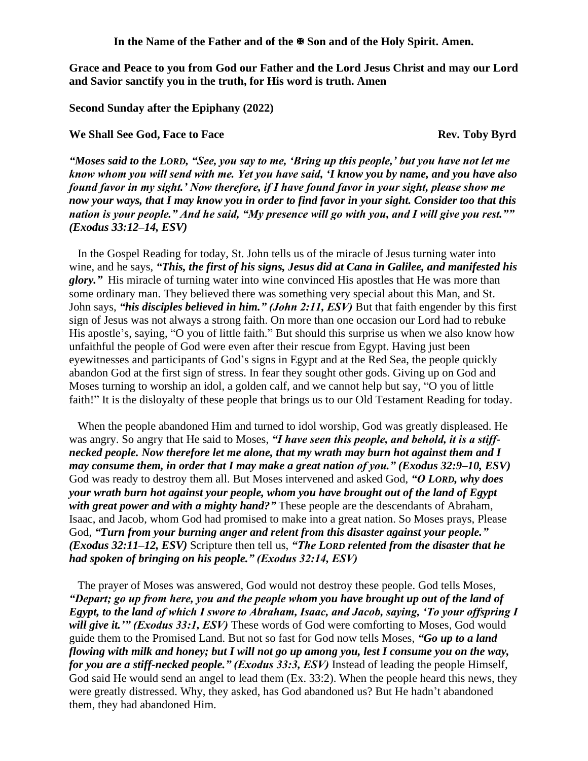**In the Name of the Father and of the ✠ Son and of the Holy Spirit. Amen.**

**Grace and Peace to you from God our Father and the Lord Jesus Christ and may our Lord and Savior sanctify you in the truth, for His word is truth. Amen**

**Second Sunday after the Epiphany (2022)**

**We Shall See God, Face to Face** **Rev. Toby Byrd**

***"Moses said to the LORD, "See, you say to me, 'Bring up this people,' but you have not let me know whom you will send with me. Yet you have said, 'I know you by name, and you have also found favor in my sight.' Now therefore, if I have found favor in your sight, please show me now your ways, that I may know you in order to find favor in your sight. Consider too that this nation is your people." And he said, "My presence will go with you, and I will give you rest."" (Exodus 33:12–14, ESV)***

In the Gospel Reading for today, St. John tells us of the miracle of Jesus turning water into wine, and he says, ***"This, the first of his signs, Jesus did at Cana in Galilee, and manifested his glory."*** His miracle of turning water into wine convinced His apostles that He was more than some ordinary man. They believed there was something very special about this Man, and St. John says, ***"his disciples believed in him." (John 2:11, ESV)*** But that faith engender by this first sign of Jesus was not always a strong faith. On more than one occasion our Lord had to rebuke His apostle's, saying, "O you of little faith." But should this surprise us when we also know how unfaithful the people of God were even after their rescue from Egypt. Having just been eyewitnesses and participants of God's signs in Egypt and at the Red Sea, the people quickly abandon God at the first sign of stress. In fear they sought other gods. Giving up on God and Moses turning to worship an idol, a golden calf, and we cannot help but say, "O you of little faith!" It is the disloyalty of these people that brings us to our Old Testament Reading for today.

When the people abandoned Him and turned to idol worship, God was greatly displeased. He was angry. So angry that He said to Moses, ***"I have seen this people, and behold, it is a stiff-necked people. Now therefore let me alone, that my wrath may burn hot against them and I may consume them, in order that I may make a great nation of you." (Exodus 32:9–10, ESV)*** God was ready to destroy them all. But Moses intervened and asked God, ***"O LORD, why does your wrath burn hot against your people, whom you have brought out of the land of Egypt with great power and with a mighty hand?"*** These people are the descendants of Abraham, Isaac, and Jacob, whom God had promised to make into a great nation. So Moses prays, Please God, ***"Turn from your burning anger and relent from this disaster against your people." (Exodus 32:11–12, ESV)*** Scripture then tell us, ***"The LORD relented from the disaster that he had spoken of bringing on his people." (Exodus 32:14, ESV)***

The prayer of Moses was answered, God would not destroy these people. God tells Moses, ***"Depart; go up from here, you and the people whom you have brought up out of the land of Egypt, to the land of which I swore to Abraham, Isaac, and Jacob, saying, 'To your offspring I will give it.'" (Exodus 33:1, ESV)*** These words of God were comforting to Moses, God would guide them to the Promised Land. But not so fast for God now tells Moses, ***"Go up to a land flowing with milk and honey; but I will not go up among you, lest I consume you on the way, for you are a stiff-necked people." (Exodus 33:3, ESV)*** Instead of leading the people Himself, God said He would send an angel to lead them (Ex. 33:2). When the people heard this news, they were greatly distressed. Why, they asked, has God abandoned us? But He hadn't abandoned them, they had abandoned Him.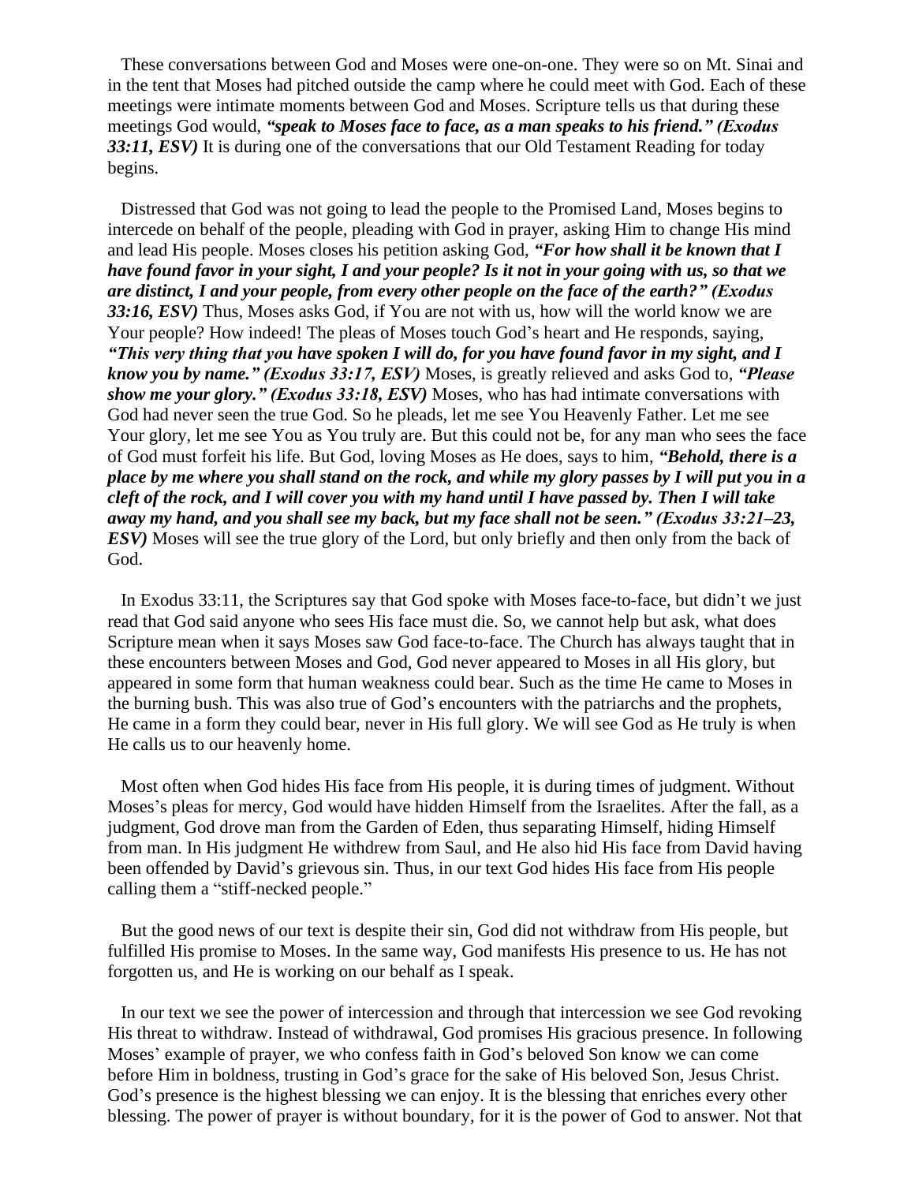These conversations between God and Moses were one-on-one. They were so on Mt. Sinai and in the tent that Moses had pitched outside the camp where he could meet with God. Each of these meetings were intimate moments between God and Moses. Scripture tells us that during these meetings God would, ***"speak to Moses face to face, as a man speaks to his friend." (Exodus 33:11, ESV)*** It is during one of the conversations that our Old Testament Reading for today begins.

Distressed that God was not going to lead the people to the Promised Land, Moses begins to intercede on behalf of the people, pleading with God in prayer, asking Him to change His mind and lead His people. Moses closes his petition asking God, ***"For how shall it be known that I have found favor in your sight, I and your people? Is it not in your going with us, so that we are distinct, I and your people, from every other people on the face of the earth?" (Exodus 33:16, ESV)*** Thus, Moses asks God, if You are not with us, how will the world know we are Your people? How indeed! The pleas of Moses touch God's heart and He responds, saying, ***"This very thing that you have spoken I will do, for you have found favor in my sight, and I know you by name." (Exodus 33:17, ESV)*** Moses, is greatly relieved and asks God to, ***"Please show me your glory." (Exodus 33:18, ESV)*** Moses, who has had intimate conversations with God had never seen the true God. So he pleads, let me see You Heavenly Father. Let me see Your glory, let me see You as You truly are. But this could not be, for any man who sees the face of God must forfeit his life. But God, loving Moses as He does, says to him, ***"Behold, there is a place by me where you shall stand on the rock, and while my glory passes by I will put you in a cleft of the rock, and I will cover you with my hand until I have passed by. Then I will take away my hand, and you shall see my back, but my face shall not be seen." (Exodus 33:21–23, ESV)*** Moses will see the true glory of the Lord, but only briefly and then only from the back of God.

In Exodus 33:11, the Scriptures say that God spoke with Moses face-to-face, but didn't we just read that God said anyone who sees His face must die. So, we cannot help but ask, what does Scripture mean when it says Moses saw God face-to-face. The Church has always taught that in these encounters between Moses and God, God never appeared to Moses in all His glory, but appeared in some form that human weakness could bear. Such as the time He came to Moses in the burning bush. This was also true of God's encounters with the patriarchs and the prophets, He came in a form they could bear, never in His full glory. We will see God as He truly is when He calls us to our heavenly home.

Most often when God hides His face from His people, it is during times of judgment. Without Moses's pleas for mercy, God would have hidden Himself from the Israelites. After the fall, as a judgment, God drove man from the Garden of Eden, thus separating Himself, hiding Himself from man. In His judgment He withdrew from Saul, and He also hid His face from David having been offended by David's grievous sin. Thus, in our text God hides His face from His people calling them a "stiff-necked people."

But the good news of our text is despite their sin, God did not withdraw from His people, but fulfilled His promise to Moses. In the same way, God manifests His presence to us. He has not forgotten us, and He is working on our behalf as I speak.

In our text we see the power of intercession and through that intercession we see God revoking His threat to withdraw. Instead of withdrawal, God promises His gracious presence. In following Moses' example of prayer, we who confess faith in God's beloved Son know we can come before Him in boldness, trusting in God's grace for the sake of His beloved Son, Jesus Christ. God's presence is the highest blessing we can enjoy. It is the blessing that enriches every other blessing. The power of prayer is without boundary, for it is the power of God to answer. Not that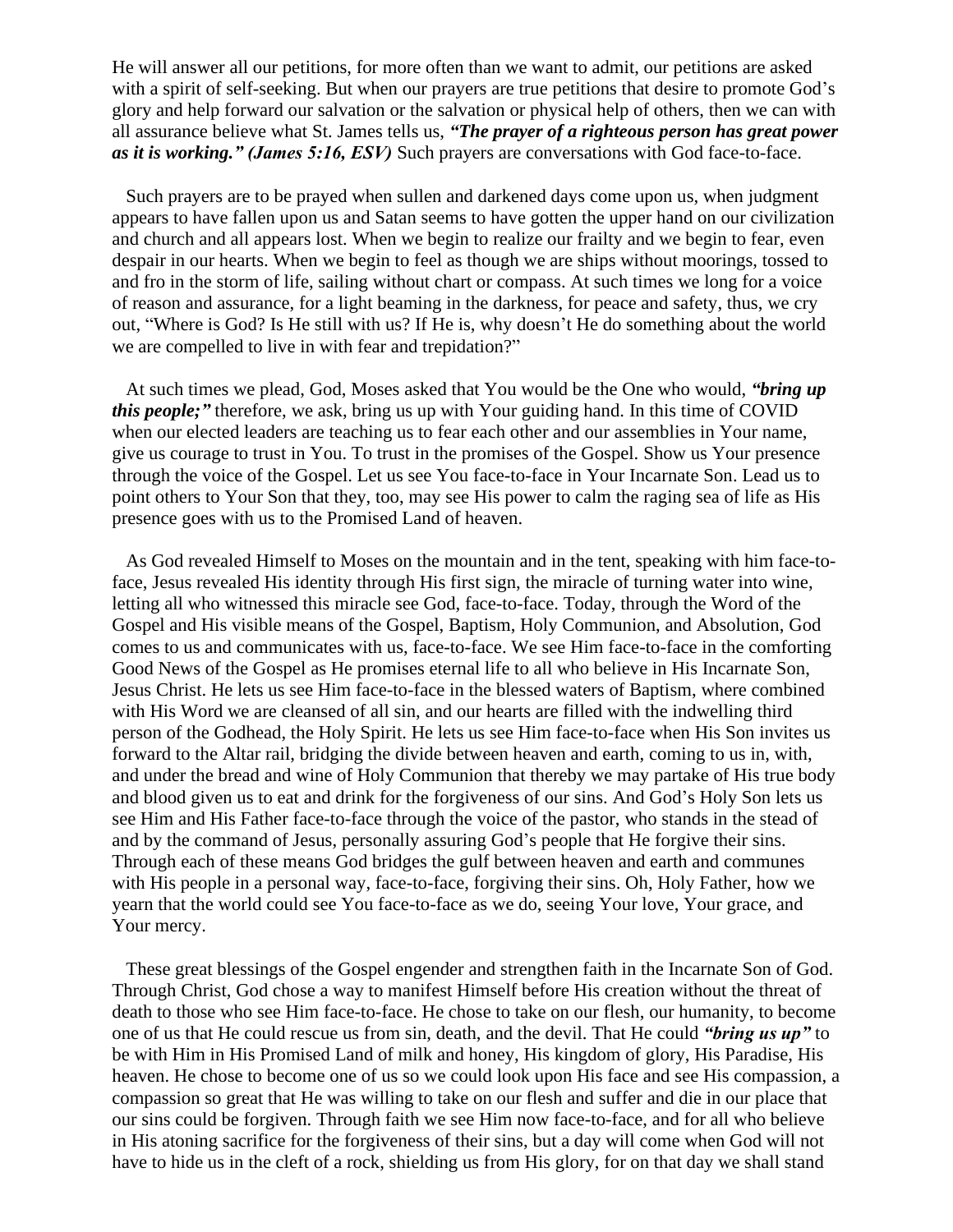He will answer all our petitions, for more often than we want to admit, our petitions are asked with a spirit of self-seeking. But when our prayers are true petitions that desire to promote God's glory and help forward our salvation or the salvation or physical help of others, then we can with all assurance believe what St. James tells us, ***"The prayer of a righteous person has great power as it is working." (James 5:16, ESV)*** Such prayers are conversations with God face-to-face.

Such prayers are to be prayed when sullen and darkened days come upon us, when judgment appears to have fallen upon us and Satan seems to have gotten the upper hand on our civilization and church and all appears lost. When we begin to realize our frailty and we begin to fear, even despair in our hearts. When we begin to feel as though we are ships without moorings, tossed to and fro in the storm of life, sailing without chart or compass. At such times we long for a voice of reason and assurance, for a light beaming in the darkness, for peace and safety, thus, we cry out, "Where is God? Is He still with us? If He is, why doesn't He do something about the world we are compelled to live in with fear and trepidation?"

At such times we plead, God, Moses asked that You would be the One who would, ***"bring up this people;"*** therefore, we ask, bring us up with Your guiding hand. In this time of COVID when our elected leaders are teaching us to fear each other and our assemblies in Your name, give us courage to trust in You. To trust in the promises of the Gospel. Show us Your presence through the voice of the Gospel. Let us see You face-to-face in Your Incarnate Son. Lead us to point others to Your Son that they, too, may see His power to calm the raging sea of life as His presence goes with us to the Promised Land of heaven.

As God revealed Himself to Moses on the mountain and in the tent, speaking with him face-to-face, Jesus revealed His identity through His first sign, the miracle of turning water into wine, letting all who witnessed this miracle see God, face-to-face. Today, through the Word of the Gospel and His visible means of the Gospel, Baptism, Holy Communion, and Absolution, God comes to us and communicates with us, face-to-face. We see Him face-to-face in the comforting Good News of the Gospel as He promises eternal life to all who believe in His Incarnate Son, Jesus Christ. He lets us see Him face-to-face in the blessed waters of Baptism, where combined with His Word we are cleansed of all sin, and our hearts are filled with the indwelling third person of the Godhead, the Holy Spirit. He lets us see Him face-to-face when His Son invites us forward to the Altar rail, bridging the divide between heaven and earth, coming to us in, with, and under the bread and wine of Holy Communion that thereby we may partake of His true body and blood given us to eat and drink for the forgiveness of our sins. And God's Holy Son lets us see Him and His Father face-to-face through the voice of the pastor, who stands in the stead of and by the command of Jesus, personally assuring God's people that He forgive their sins. Through each of these means God bridges the gulf between heaven and earth and communes with His people in a personal way, face-to-face, forgiving their sins. Oh, Holy Father, how we yearn that the world could see You face-to-face as we do, seeing Your love, Your grace, and Your mercy.

These great blessings of the Gospel engender and strengthen faith in the Incarnate Son of God. Through Christ, God chose a way to manifest Himself before His creation without the threat of death to those who see Him face-to-face. He chose to take on our flesh, our humanity, to become one of us that He could rescue us from sin, death, and the devil. That He could ***"bring us up"*** to be with Him in His Promised Land of milk and honey, His kingdom of glory, His Paradise, His heaven. He chose to become one of us so we could look upon His face and see His compassion, a compassion so great that He was willing to take on our flesh and suffer and die in our place that our sins could be forgiven. Through faith we see Him now face-to-face, and for all who believe in His atoning sacrifice for the forgiveness of their sins, but a day will come when God will not have to hide us in the cleft of a rock, shielding us from His glory, for on that day we shall stand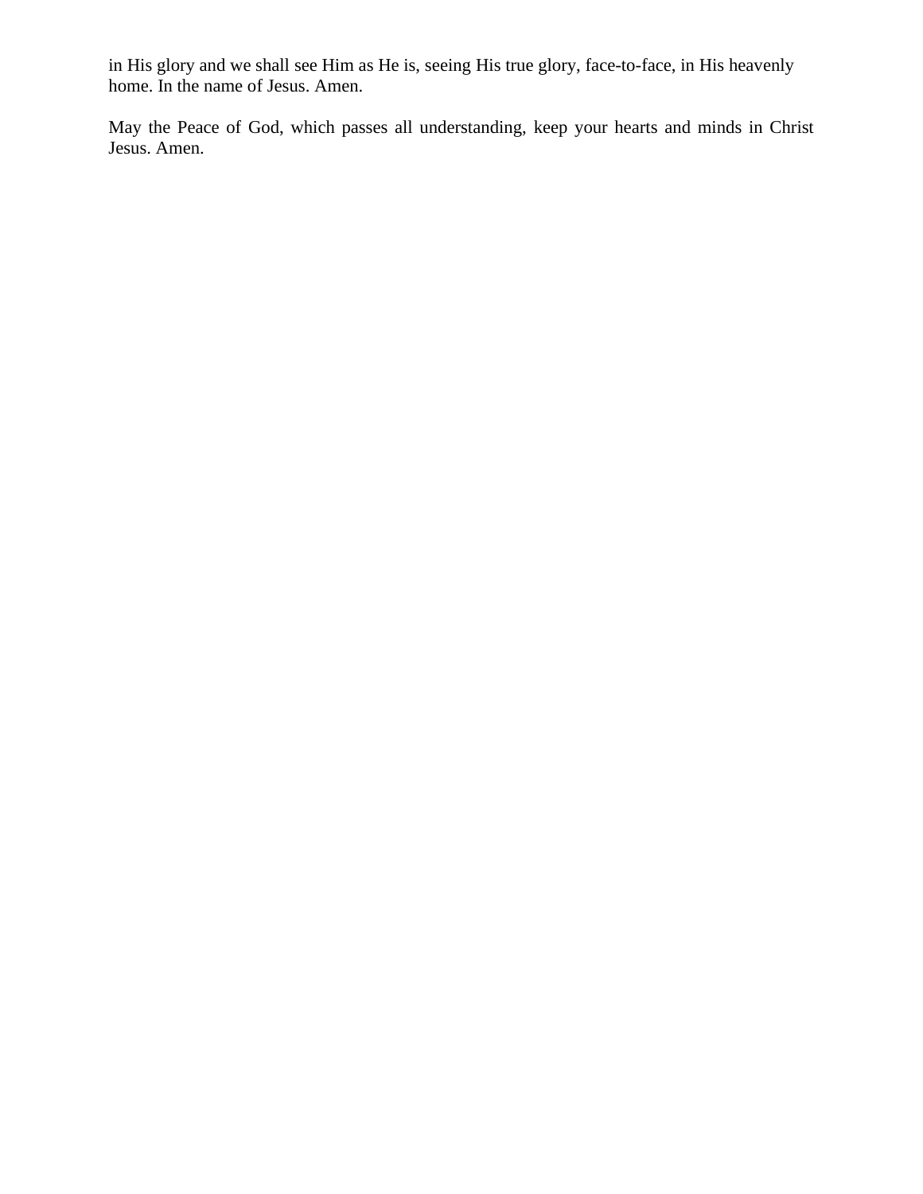in His glory and we shall see Him as He is, seeing His true glory, face-to-face, in His heavenly home. In the name of Jesus. Amen.

May the Peace of God, which passes all understanding, keep your hearts and minds in Christ Jesus. Amen.